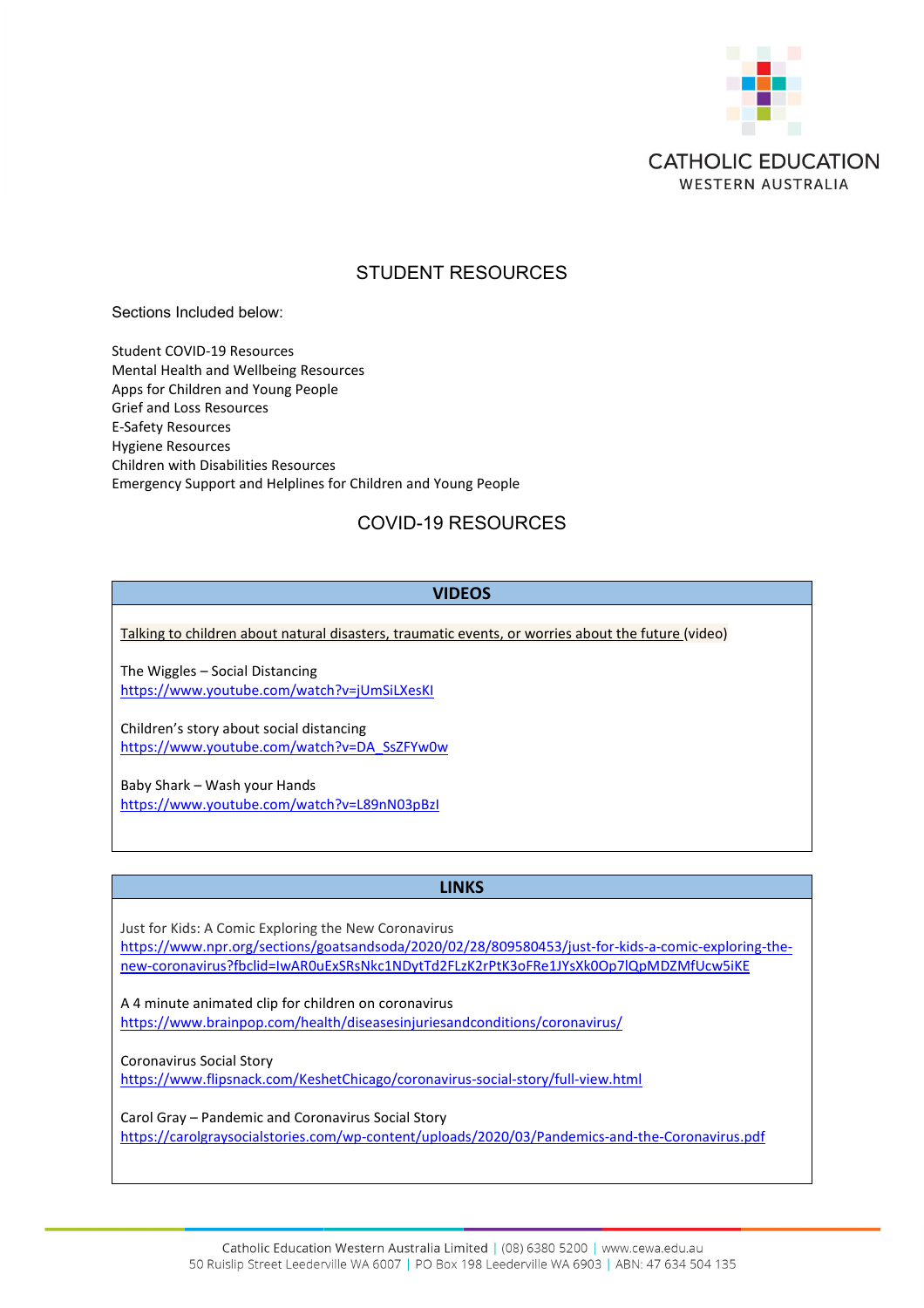CATHOLIC EDUCATION
WESTERN AUSTRALIA

# STUDENT RESOURCES

Sections Included below:

Student COVID-19 Resources
Mental Health and Wellbeing Resources
Apps for Children and Young People
Grief and Loss Resources
E-Safety Resources
Hygiene Resources
Children with Disabilities Resources
Emergency Support and Helplines for Children and Young People

## COVID-19 RESOURCES

### VIDEOS

Talking to children about natural disasters, traumatic events, or worries about the future (video)

The Wiggles – Social Distancing
https://www.youtube.com/watch?v=jUmSiLXesKI

Children's story about social distancing
https://www.youtube.com/watch?v=DA_SsZFYw0w

Baby Shark – Wash your Hands
https://www.youtube.com/watch?v=L89nN03pBzI

### LINKS

Just for Kids: A Comic Exploring the New Coronavirus
https://www.npr.org/sections/goatsandsoda/2020/02/28/809580453/just-for-kids-a-comic-exploring-the-new-coronavirus?fbclid=IwAR0uExSRsNkc1NDytTd2FLzK2rPtK3oFRe1JYsXk0Op7lQpMDZMfUcw5iKE

A 4 minute animated clip for children on coronavirus
https://www.brainpop.com/health/diseasesinjuriesandconditions/coronavirus/

Coronavirus Social Story
https://www.flipsnack.com/KeshetChicago/coronavirus-social-story/full-view.html

Carol Gray – Pandemic and Coronavirus Social Story
https://carolgraysocialstories.com/wp-content/uploads/2020/03/Pandemics-and-the-Coronavirus.pdf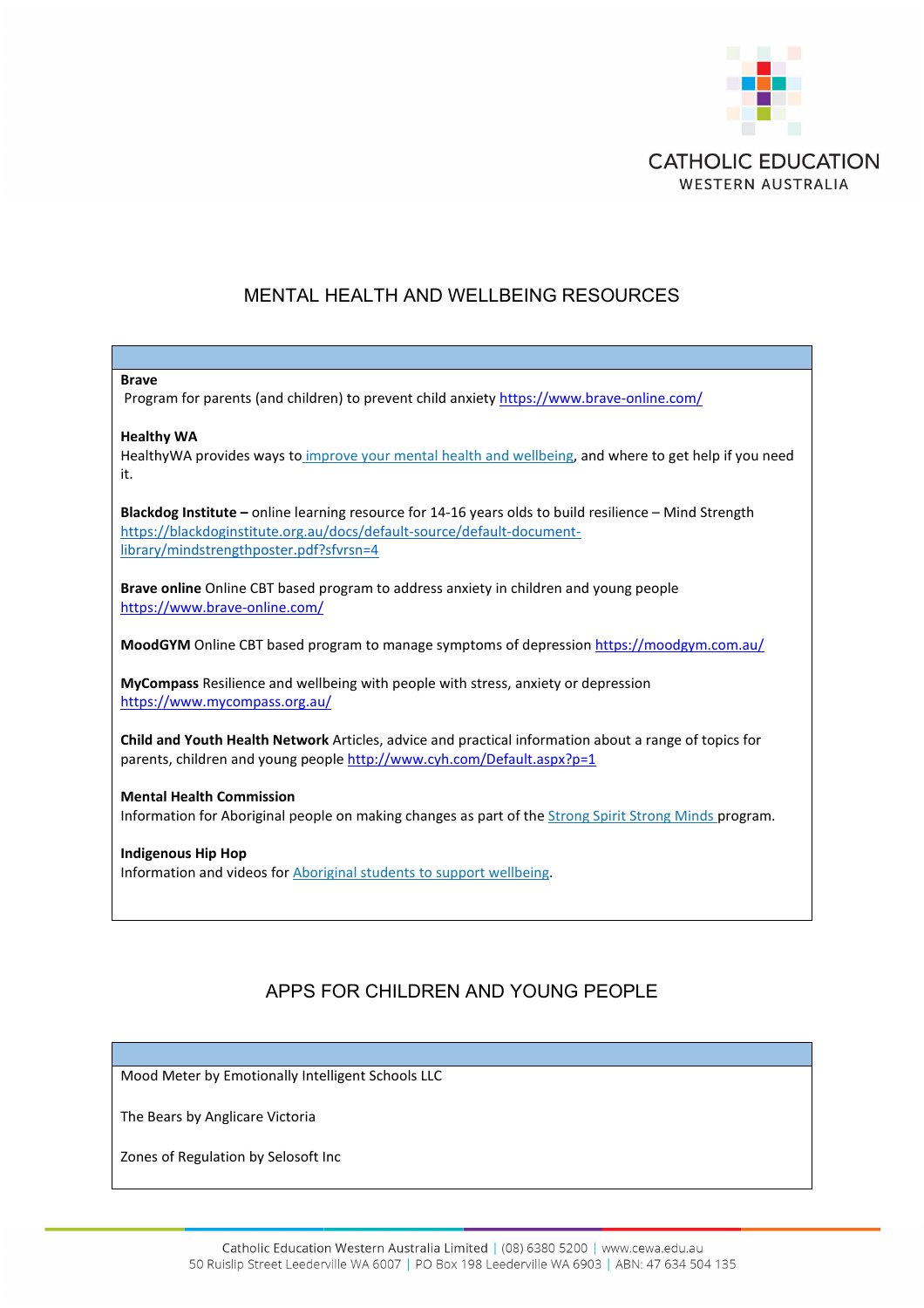## MENTAL HEALTH AND WELLBEING RESOURCES

**Brave**
Program for parents (and children) to prevent child anxiety https://www.brave-online.com/

**Healthy WA**
HealthyWA provides ways to improve your mental health and wellbeing, and where to get help if you need it.

**Blackdog Institute –** online learning resource for 14-16 years olds to build resilience – Mind Strength https://blackdoginstitute.org.au/docs/default-source/default-document-library/mindstrengthposter.pdf?sfvrsn=4

**Brave online** Online CBT based program to address anxiety in children and young people https://www.brave-online.com/

**MoodGYM** Online CBT based program to manage symptoms of depression https://moodgym.com.au/

**MyCompass** Resilience and wellbeing with people with stress, anxiety or depression https://www.mycompass.org.au/

**Child and Youth Health Network** Articles, advice and practical information about a range of topics for parents, children and young people http://www.cyh.com/Default.aspx?p=1

**Mental Health Commission**
Information for Aboriginal people on making changes as part of the Strong Spirit Strong Minds program.

**Indigenous Hip Hop**
Information and videos for Aboriginal students to support wellbeing.

## APPS FOR CHILDREN AND YOUNG PEOPLE

Mood Meter by Emotionally Intelligent Schools LLC

The Bears by Anglicare Victoria

Zones of Regulation by Selosoft Inc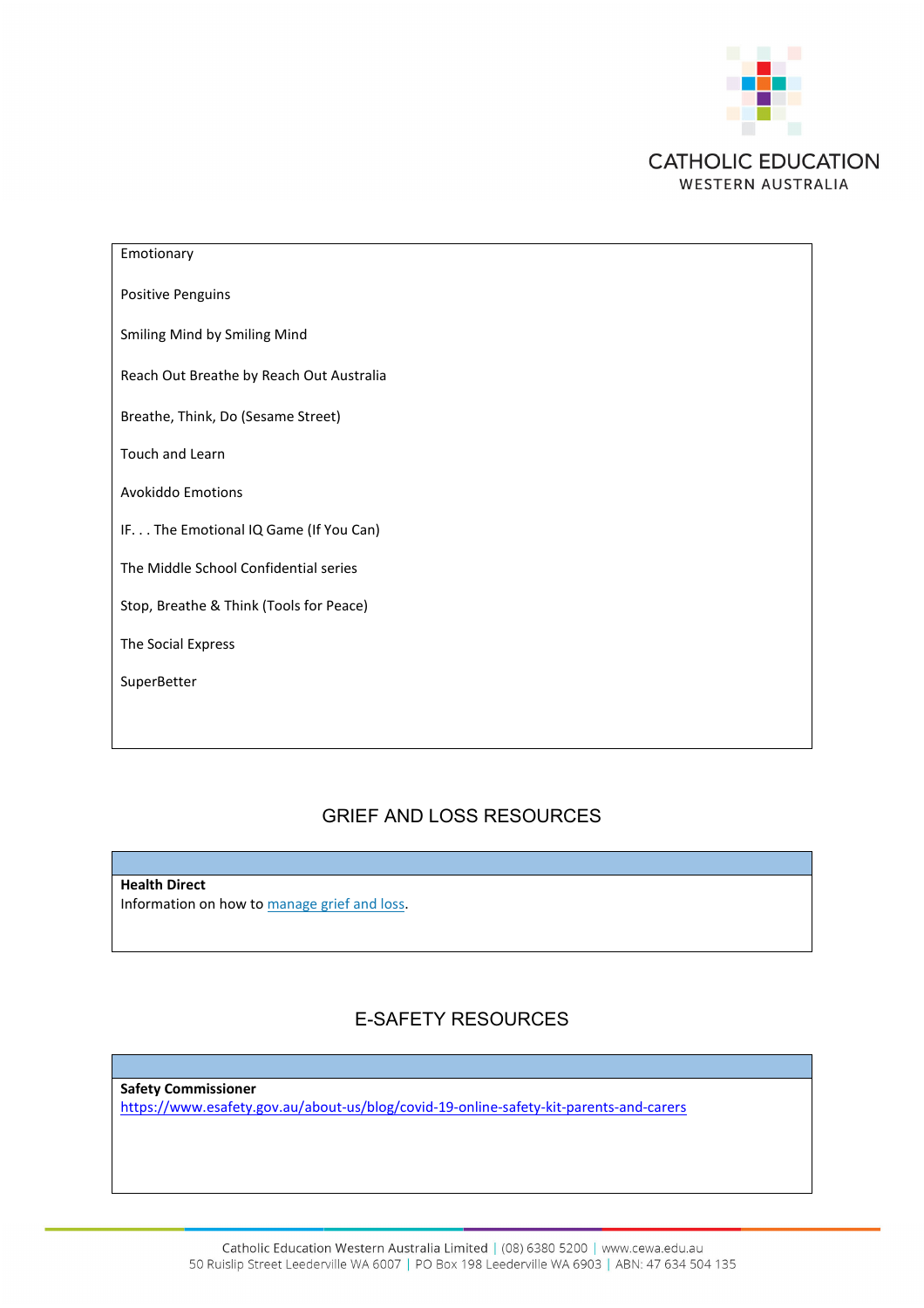Emotionary

Positive Penguins

Smiling Mind by Smiling Mind

Reach Out Breathe by Reach Out Australia

Breathe, Think, Do (Sesame Street)

Touch and Learn

Avokiddo Emotions

IF. . . The Emotional IQ Game (If You Can)

The Middle School Confidential series

Stop, Breathe & Think (Tools for Peace)

The Social Express

SuperBetter

## GRIEF AND LOSS RESOURCES

**Health Direct**
Information on how to manage grief and loss.

## E-SAFETY RESOURCES

**Safety Commissioner**
https://www.esafety.gov.au/about-us/blog/covid-19-online-safety-kit-parents-and-carers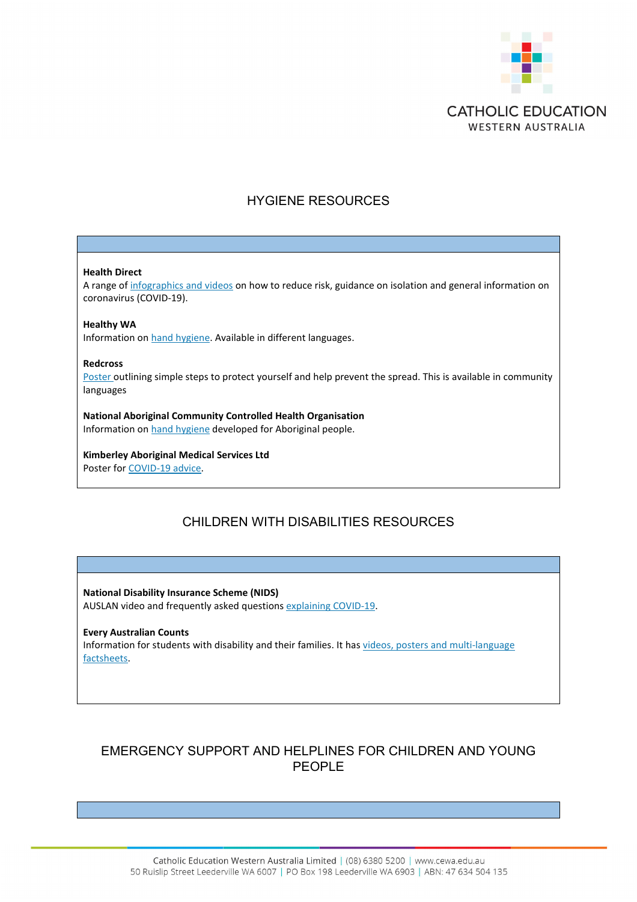## HYGIENE RESOURCES

**Health Direct**
A range of infographics and videos on how to reduce risk, guidance on isolation and general information on coronavirus (COVID-19).

**Healthy WA**
Information on hand hygiene. Available in different languages.

**Redcross**
Poster outlining simple steps to protect yourself and help prevent the spread. This is available in community languages

**National Aboriginal Community Controlled Health Organisation**
Information on hand hygiene developed for Aboriginal people.

**Kimberley Aboriginal Medical Services Ltd**
Poster for COVID-19 advice.

## CHILDREN WITH DISABILITIES RESOURCES

**National Disability Insurance Scheme (NIDS)**
AUSLAN video and frequently asked questions explaining COVID-19.

**Every Australian Counts**
Information for students with disability and their families. It has videos, posters and multi-language factsheets.

## EMERGENCY SUPPORT AND HELPLINES FOR CHILDREN AND YOUNG PEOPLE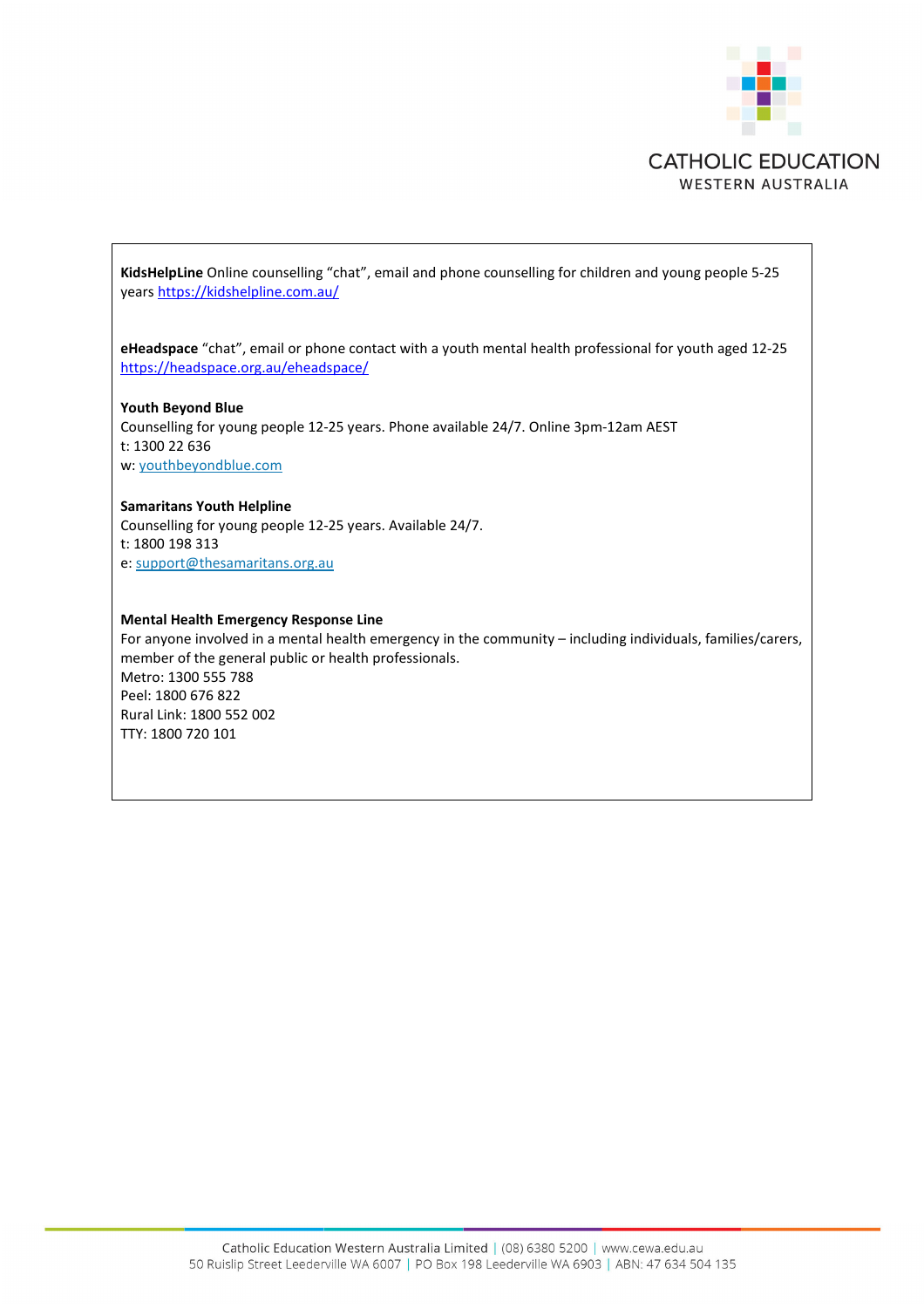**KidsHelpLine** Online counselling "chat", email and phone counselling for children and young people 5-25 years https://kidshelpline.com.au/

**eHeadspace** "chat", email or phone contact with a youth mental health professional for youth aged 12-25 https://headspace.org.au/eheadspace/

**Youth Beyond Blue**
Counselling for young people 12-25 years. Phone available 24/7. Online 3pm-12am AEST
t: 1300 22 636
w: youthbeyondblue.com

**Samaritans Youth Helpline**
Counselling for young people 12-25 years. Available 24/7.
t: 1800 198 313
e: support@thesamaritans.org.au

**Mental Health Emergency Response Line**
For anyone involved in a mental health emergency in the community – including individuals, families/carers, member of the general public or health professionals.
Metro: 1300 555 788
Peel: 1800 676 822
Rural Link: 1800 552 002
TTY: 1800 720 101